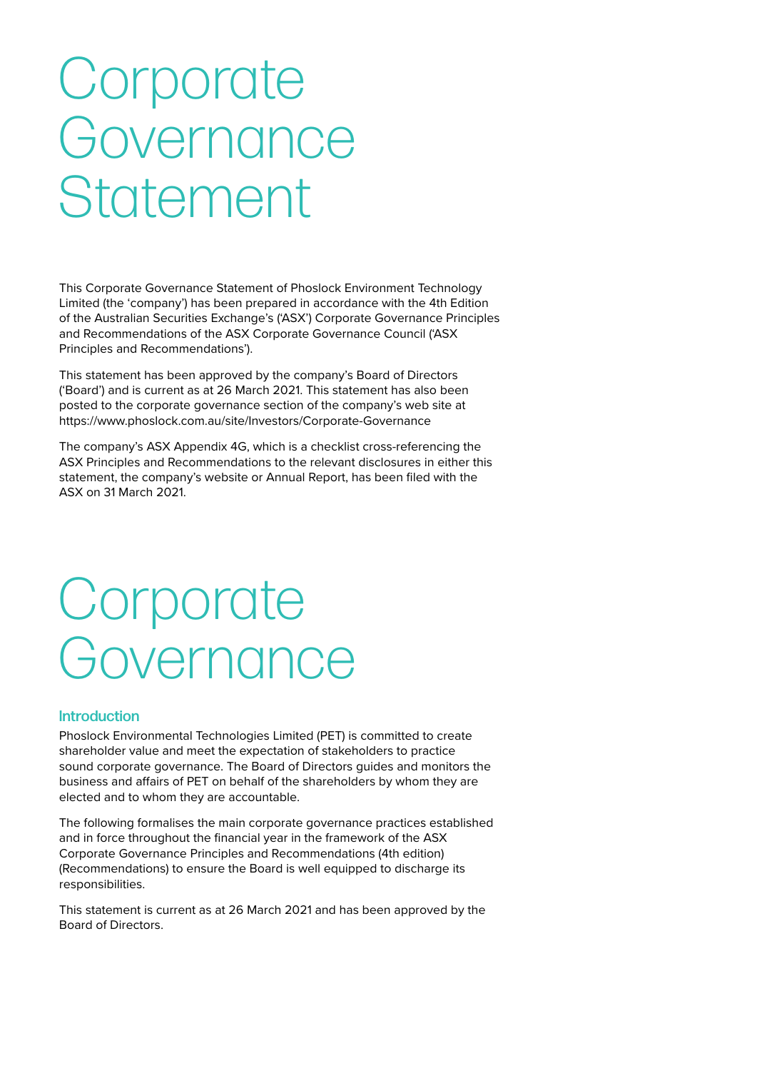# Corporate Governance Statement

This Corporate Governance Statement of Phoslock Environment Technology Limited (the 'company') has been prepared in accordance with the 4th Edition of the Australian Securities Exchange's ('ASX') Corporate Governance Principles and Recommendations of the ASX Corporate Governance Council ('ASX Principles and Recommendations').

This statement has been approved by the company's Board of Directors ('Board') and is current as at 26 March 2021. This statement has also been posted to the corporate governance section of the company's web site at https://www.phoslock.com.au/site/Investors/Corporate-Governance

The company's ASX Appendix 4G, which is a checklist cross-referencing the ASX Principles and Recommendations to the relevant disclosures in either this statement, the company's website or Annual Report, has been filed with the ASX on 31 March 2021.

# Corporate Governance

## Introduction

Phoslock Environmental Technologies Limited (PET) is committed to create shareholder value and meet the expectation of stakeholders to practice sound corporate governance. The Board of Directors guides and monitors the business and affairs of PET on behalf of the shareholders by whom they are elected and to whom they are accountable.

The following formalises the main corporate governance practices established and in force throughout the financial year in the framework of the ASX Corporate Governance Principles and Recommendations (4th edition) (Recommendations) to ensure the Board is well equipped to discharge its responsibilities.

This statement is current as at 26 March 2021 and has been approved by the Board of Directors.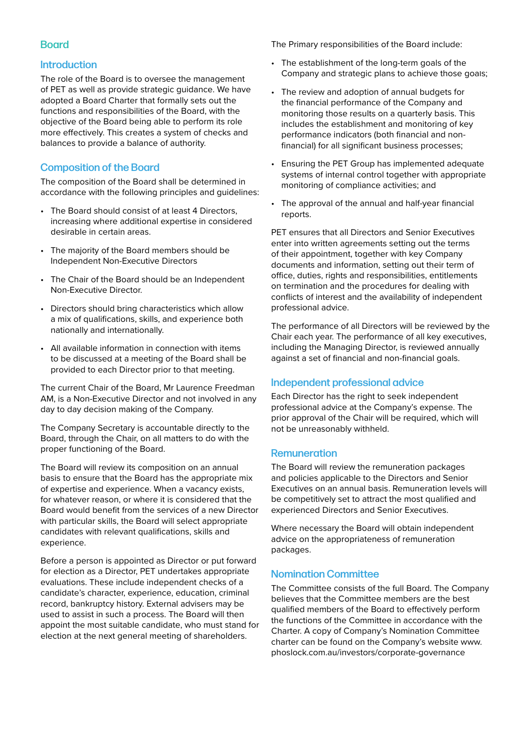## Board

### Introduction

The role of the Board is to oversee the management of PET as well as provide strategic guidance. We have adopted a Board Charter that formally sets out the functions and responsibilities of the Board, with the objective of the Board being able to perform its role more effectively. This creates a system of checks and balances to provide a balance of authority.

### Composition of the Board

The composition of the Board shall be determined in accordance with the following principles and guidelines:

- The Board should consist of at least 4 Directors, increasing where additional expertise in considered desirable in certain areas.
- The majority of the Board members should be Independent Non-Executive Directors
- The Chair of the Board should be an Independent Non-Executive Director.
- Directors should bring characteristics which allow a mix of qualifications, skills, and experience both nationally and internationally.
- All available information in connection with items to be discussed at a meeting of the Board shall be provided to each Director prior to that meeting.

The current Chair of the Board, Mr Laurence Freedman AM, is a Non-Executive Director and not involved in any day to day decision making of the Company.

The Company Secretary is accountable directly to the Board, through the Chair, on all matters to do with the proper functioning of the Board.

The Board will review its composition on an annual basis to ensure that the Board has the appropriate mix of expertise and experience. When a vacancy exists, for whatever reason, or where it is considered that the Board would benefit from the services of a new Director with particular skills, the Board will select appropriate candidates with relevant qualifications, skills and experience.

Before a person is appointed as Director or put forward for election as a Director, PET undertakes appropriate evaluations. These include independent checks of a candidate's character, experience, education, criminal record, bankruptcy history. External advisers may be used to assist in such a process. The Board will then appoint the most suitable candidate, who must stand for election at the next general meeting of shareholders.

The Primary responsibilities of the Board include:

- The establishment of the long-term goals of the Company and strategic plans to achieve those goals;
- The review and adoption of annual budgets for the financial performance of the Company and monitoring those results on a quarterly basis. This includes the establishment and monitoring of key performance indicators (both financial and non-financial) for all significant business processes;
- Ensuring the PET Group has implemented adequate systems of internal control together with appropriate monitoring of compliance activities; and
- The approval of the annual and half-year financial reports.

PET ensures that all Directors and Senior Executives enter into written agreements setting out the terms of their appointment, together with key Company documents and information, setting out their term of office, duties, rights and responsibilities, entitlements on termination and the procedures for dealing with conflicts of interest and the availability of independent professional advice.

The performance of all Directors will be reviewed by the Chair each year. The performance of all key executives, including the Managing Director, is reviewed annually against a set of financial and non-financial goals.

### Independent professional advice

Each Director has the right to seek independent professional advice at the Company's expense. The prior approval of the Chair will be required, which will not be unreasonably withheld.

### Remuneration

The Board will review the remuneration packages and policies applicable to the Directors and Senior Executives on an annual basis. Remuneration levels will be competitively set to attract the most qualified and experienced Directors and Senior Executives.

Where necessary the Board will obtain independent advice on the appropriateness of remuneration packages.

### Nomination Committee

The Committee consists of the full Board. The Company believes that the Committee members are the best qualified members of the Board to effectively perform the functions of the Committee in accordance with the Charter. A copy of Company's Nomination Committee charter can be found on the Company's website www.phoslock.com.au/investors/corporate-governance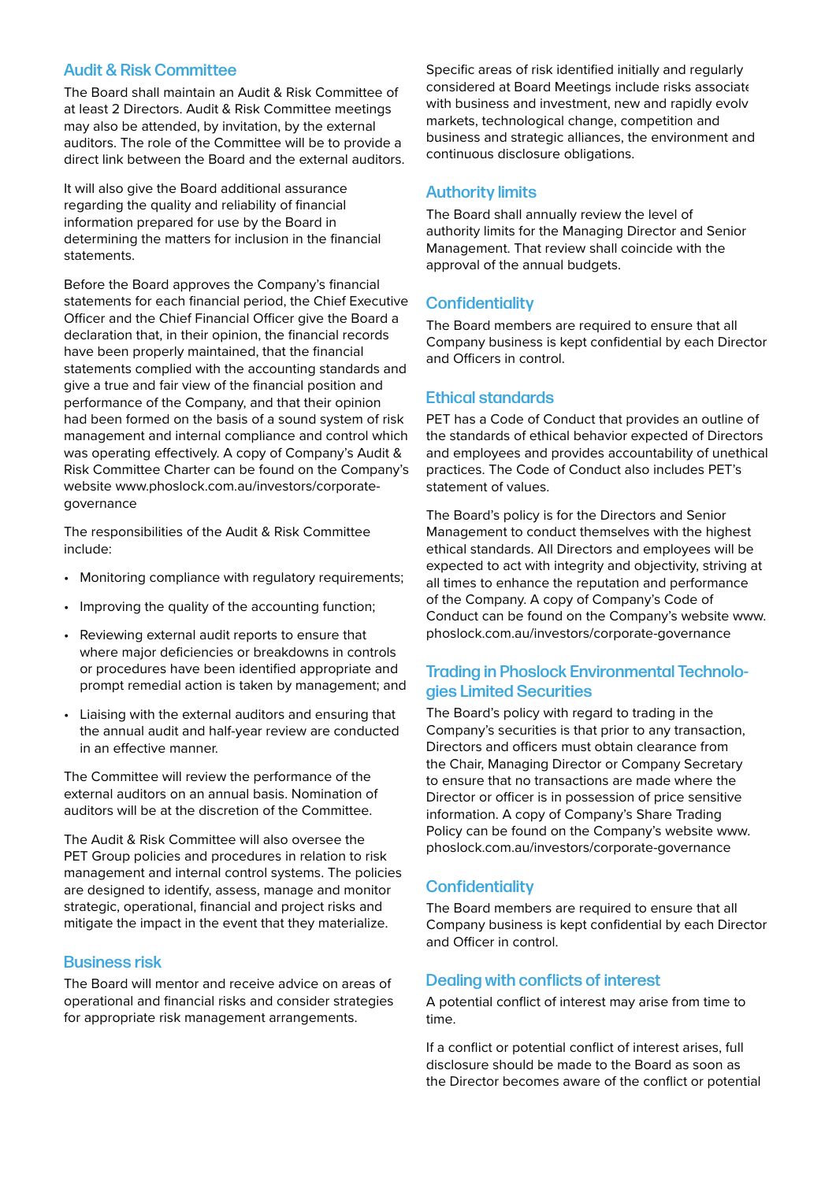## Audit & Risk Committee

The Board shall maintain an Audit & Risk Committee of at least 2 Directors. Audit & Risk Committee meetings may also be attended, by invitation, by the external auditors. The role of the Committee will be to provide a direct link between the Board and the external auditors.

It will also give the Board additional assurance regarding the quality and reliability of financial information prepared for use by the Board in determining the matters for inclusion in the financial statements.

Before the Board approves the Company's financial statements for each financial period, the Chief Executive Officer and the Chief Financial Officer give the Board a declaration that, in their opinion, the financial records have been properly maintained, that the financial statements complied with the accounting standards and give a true and fair view of the financial position and performance of the Company, and that their opinion had been formed on the basis of a sound system of risk management and internal compliance and control which was operating effectively. A copy of Company's Audit & Risk Committee Charter can be found on the Company's website www.phoslock.com.au/investors/corporate-governance

The responsibilities of the Audit & Risk Committee include:

- Monitoring compliance with regulatory requirements;
- Improving the quality of the accounting function;
- Reviewing external audit reports to ensure that where major deficiencies or breakdowns in controls or procedures have been identified appropriate and prompt remedial action is taken by management; and
- Liaising with the external auditors and ensuring that the annual audit and half-year review are conducted in an effective manner.

The Committee will review the performance of the external auditors on an annual basis. Nomination of auditors will be at the discretion of the Committee.

The Audit & Risk Committee will also oversee the PET Group policies and procedures in relation to risk management and internal control systems. The policies are designed to identify, assess, manage and monitor strategic, operational, financial and project risks and mitigate the impact in the event that they materialize.

## Business risk

The Board will mentor and receive advice on areas of operational and financial risks and consider strategies for appropriate risk management arrangements.

Specific areas of risk identified initially and regularly considered at Board Meetings include risks associate with business and investment, new and rapidly evolv markets, technological change, competition and business and strategic alliances, the environment and continuous disclosure obligations.

## Authority limits

The Board shall annually review the level of authority limits for the Managing Director and Senior Management. That review shall coincide with the approval of the annual budgets.

## Confidentiality

The Board members are required to ensure that all Company business is kept confidential by each Director and Officers in control.

## Ethical standards

PET has a Code of Conduct that provides an outline of the standards of ethical behavior expected of Directors and employees and provides accountability of unethical practices. The Code of Conduct also includes PET's statement of values.

The Board's policy is for the Directors and Senior Management to conduct themselves with the highest ethical standards. All Directors and employees will be expected to act with integrity and objectivity, striving at all times to enhance the reputation and performance of the Company. A copy of Company's Code of Conduct can be found on the Company's website www.phoslock.com.au/investors/corporate-governance

## Trading in Phoslock Environmental Technologies Limited Securities

The Board's policy with regard to trading in the Company's securities is that prior to any transaction, Directors and officers must obtain clearance from the Chair, Managing Director or Company Secretary to ensure that no transactions are made where the Director or officer is in possession of price sensitive information. A copy of Company's Share Trading Policy can be found on the Company's website www.phoslock.com.au/investors/corporate-governance

## Confidentiality

The Board members are required to ensure that all Company business is kept confidential by each Director and Officer in control.

## Dealing with conflicts of interest

A potential conflict of interest may arise from time to time.

If a conflict or potential conflict of interest arises, full disclosure should be made to the Board as soon as the Director becomes aware of the conflict or potential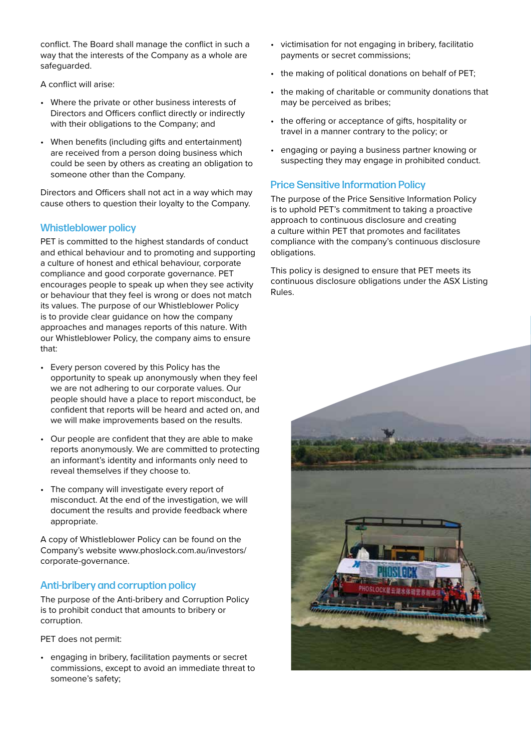conflict. The Board shall manage the conflict in such a way that the interests of the Company as a whole are safeguarded.

A conflict will arise:

- Where the private or other business interests of Directors and Officers conflict directly or indirectly with their obligations to the Company; and
- When benefits (including gifts and entertainment) are received from a person doing business which could be seen by others as creating an obligation to someone other than the Company.

Directors and Officers shall not act in a way which may cause others to question their loyalty to the Company.

## Whistleblower policy

PET is committed to the highest standards of conduct and ethical behaviour and to promoting and supporting a culture of honest and ethical behaviour, corporate compliance and good corporate governance. PET encourages people to speak up when they see activity or behaviour that they feel is wrong or does not match its values. The purpose of our Whistleblower Policy is to provide clear guidance on how the company approaches and manages reports of this nature. With our Whistleblower Policy, the company aims to ensure that:

- Every person covered by this Policy has the opportunity to speak up anonymously when they feel we are not adhering to our corporate values. Our people should have a place to report misconduct, be confident that reports will be heard and acted on, and we will make improvements based on the results.
- Our people are confident that they are able to make reports anonymously. We are committed to protecting an informant's identity and informants only need to reveal themselves if they choose to.
- The company will investigate every report of misconduct. At the end of the investigation, we will document the results and provide feedback where appropriate.

A copy of Whistleblower Policy can be found on the Company's website www.phoslock.com.au/investors/corporate-governance.

## Anti-bribery and corruption policy

The purpose of the Anti-bribery and Corruption Policy is to prohibit conduct that amounts to bribery or corruption.

PET does not permit:

- engaging in bribery, facilitation payments or secret commissions, except to avoid an immediate threat to someone's safety;
- victimisation for not engaging in bribery, facilitatio payments or secret commissions;
- the making of political donations on behalf of PET;
- the making of charitable or community donations that may be perceived as bribes;
- the offering or acceptance of gifts, hospitality or travel in a manner contrary to the policy; or
- engaging or paying a business partner knowing or suspecting they may engage in prohibited conduct.

## Price Sensitive Information Policy

The purpose of the Price Sensitive Information Policy is to uphold PET's commitment to taking a proactive approach to continuous disclosure and creating a culture within PET that promotes and facilitates compliance with the company's continuous disclosure obligations.

This policy is designed to ensure that PET meets its continuous disclosure obligations under the ASX Listing Rules.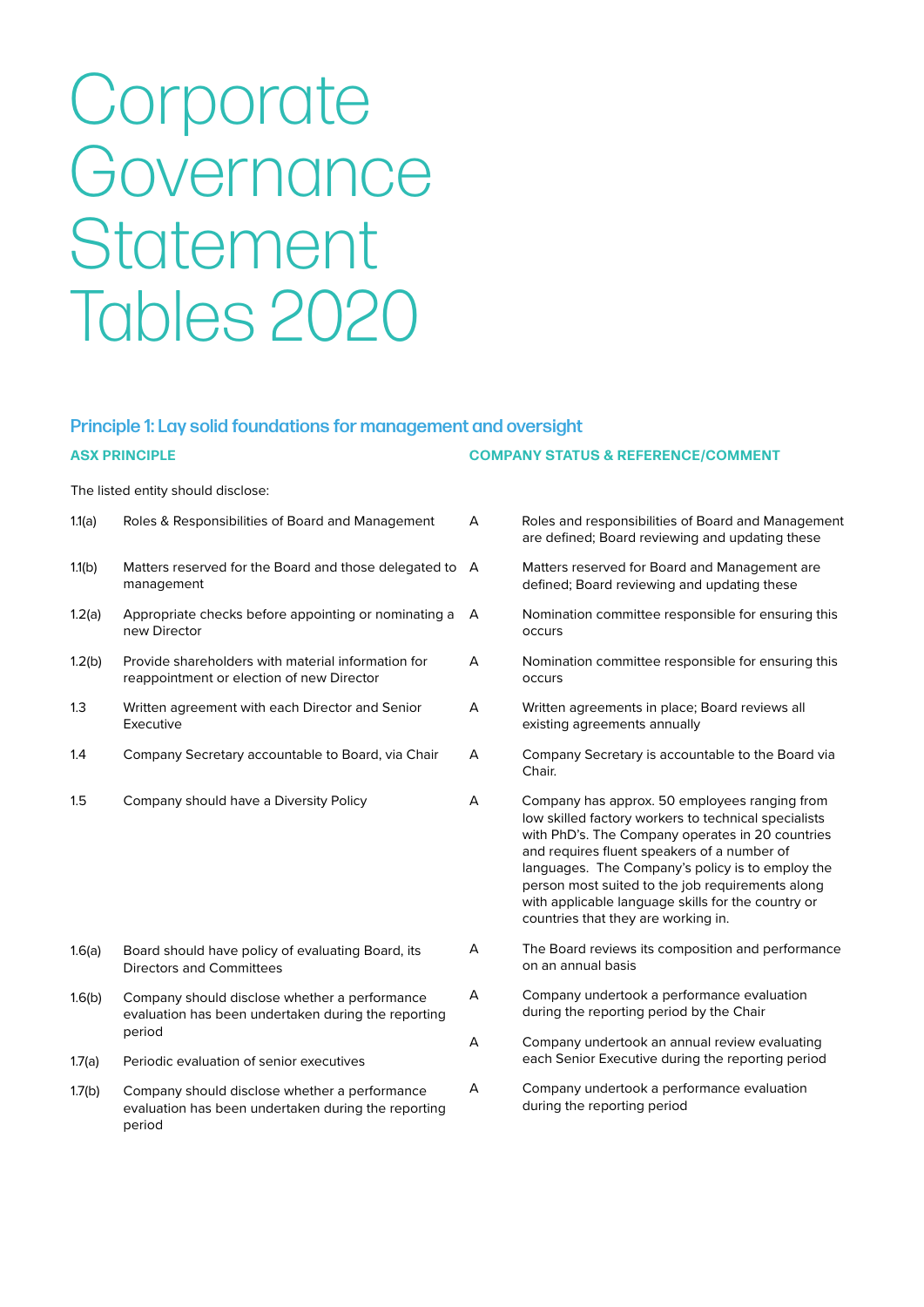# Corporate Governance Statement Tables 2020

## Principle 1: Lay solid foundations for management and oversight

| ASX PRINCIPLE | | COMPANY STATUS & REFERENCE/COMMENT | |
|---|---|---|---|
| The listed entity should disclose: | | | |
| 1.1(a) | Roles & Responsibilities of Board and Management | A | Roles and responsibilities of Board and Management are defined; Board reviewing and updating these |
| 1.1(b) | Matters reserved for the Board and those delegated to management | A | Matters reserved for Board and Management are defined; Board reviewing and updating these |
| 1.2(a) | Appropriate checks before appointing or nominating a new Director | A | Nomination committee responsible for ensuring this occurs |
| 1.2(b) | Provide shareholders with material information for reappointment or election of new Director | A | Nomination committee responsible for ensuring this occurs |
| 1.3 | Written agreement with each Director and Senior Executive | A | Written agreements in place; Board reviews all existing agreements annually |
| 1.4 | Company Secretary accountable to Board, via Chair | A | Company Secretary is accountable to the Board via Chair. |
| 1.5 | Company should have a Diversity Policy | A | Company has approx. 50 employees ranging from low skilled factory workers to technical specialists with PhD's. The Company operates in 20 countries and requires fluent speakers of a number of languages. The Company's policy is to employ the person most suited to the job requirements along with applicable language skills for the country or countries that they are working in. |
| 1.6(a) | Board should have policy of evaluating Board, its Directors and Committees | A | The Board reviews its composition and performance on an annual basis |
| 1.6(b) | Company should disclose whether a performance evaluation has been undertaken during the reporting period | A | Company undertook a performance evaluation during the reporting period by the Chair |
| 1.7(a) | Periodic evaluation of senior executives | A | Company undertook an annual review evaluating each Senior Executive during the reporting period |
| 1.7(b) | Company should disclose whether a performance evaluation has been undertaken during the reporting period | A | Company undertook a performance evaluation during the reporting period |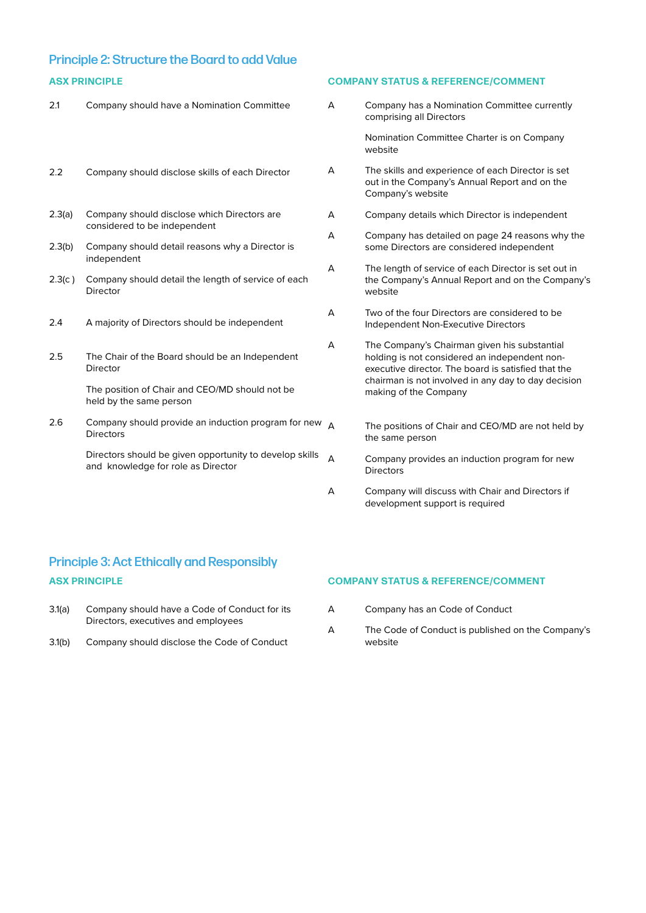## Principle 2: Structure the Board to add Value

| ASX PRINCIPLE | | COMPANY STATUS & REFERENCE/COMMENT | |
|---|---|---|---|
| 2.1 | Company should have a Nomination Committee | A | Company has a Nomination Committee currently comprising all Directors<br><br>Nomination Committee Charter is on Company website |
| 2.2 | Company should disclose skills of each Director | A | The skills and experience of each Director is set out in the Company's Annual Report and on the Company's website |
| 2.3(a) | Company should disclose which Directors are considered to be independent | A | Company details which Director is independent |
| 2.3(b) | Company should detail reasons why a Director is independent | A | Company has detailed on page 24 reasons why the some Directors are considered independent |
| 2.3(c ) | Company should detail the length of service of each Director | A | The length of service of each Director is set out in the Company's Annual Report and on the Company's website |
| 2.4 | A majority of Directors should be independent | A | Two of the four Directors are considered to be Independent Non-Executive Directors |
| 2.5 | The Chair of the Board should be an Independent Director | A | The Company's Chairman given his substantial holding is not considered an independent non-executive director. The board is satisfied that the chairman is not involved in any day to day decision making of the Company |
| | The position of Chair and CEO/MD should not be held by the same person | A | The positions of Chair and CEO/MD are not held by the same person |
| 2.6 | Company should provide an induction program for new Directors | A | Company provides an induction program for new Directors |
| | Directors should be given opportunity to develop skills and knowledge for role as Director | A | Company will discuss with Chair and Directors if development support is required |

## Principle 3: Act Ethically and Responsibly

| ASX PRINCIPLE | | COMPANY STATUS & REFERENCE/COMMENT | |
|---|---|---|---|
| 3.1(a) | Company should have a Code of Conduct for its Directors, executives and employees | A | Company has an Code of Conduct |
| 3.1(b) | Company should disclose the Code of Conduct | A | The Code of Conduct is published on the Company's website |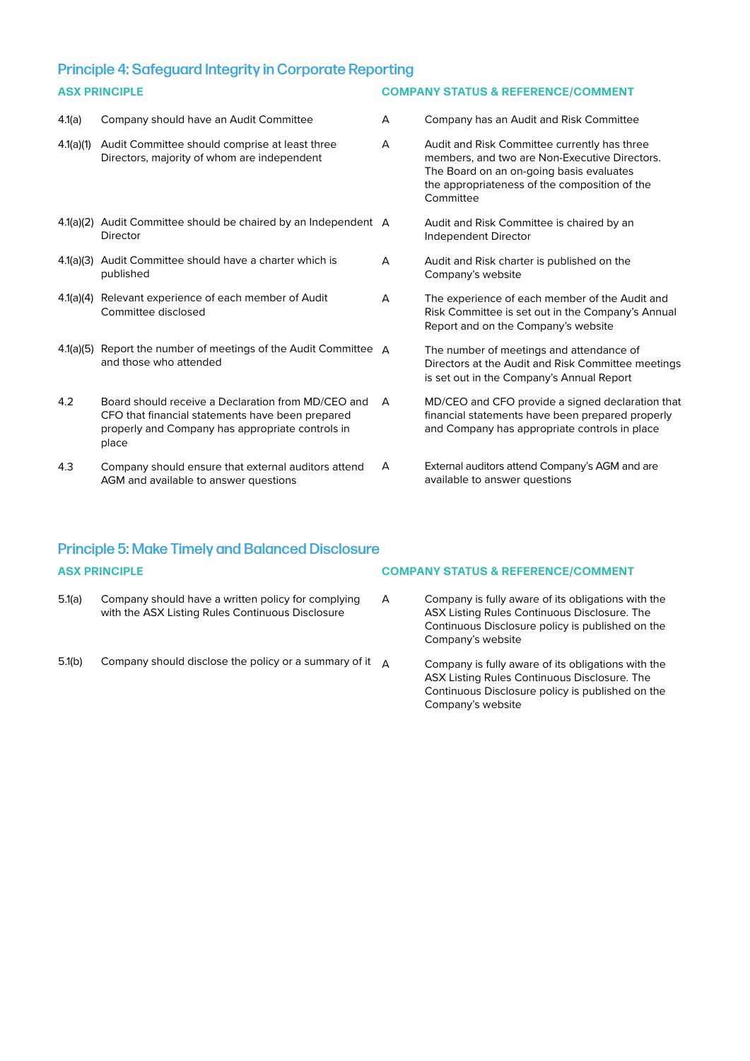## Principle 4: Safeguard Integrity in Corporate Reporting

| ASX PRINCIPLE | | COMPANY STATUS & REFERENCE/COMMENT | |
|---|---|---|---|
| 4.1(a) | Company should have an Audit Committee | A | Company has an Audit and Risk Committee |
| 4.1(a)(1) | Audit Committee should comprise at least three Directors, majority of whom are independent | A | Audit and Risk Committee currently has three members, and two are Non-Executive Directors. The Board on an on-going basis evaluates the appropriateness of the composition of the Committee |
| 4.1(a)(2) | Audit Committee should be chaired by an Independent Director | A | Audit and Risk Committee is chaired by an Independent Director |
| 4.1(a)(3) | Audit Committee should have a charter which is published | A | Audit and Risk charter is published on the Company's website |
| 4.1(a)(4) | Relevant experience of each member of Audit Committee disclosed | A | The experience of each member of the Audit and Risk Committee is set out in the Company's Annual Report and on the Company's website |
| 4.1(a)(5) | Report the number of meetings of the Audit Committee and those who attended | A | The number of meetings and attendance of Directors at the Audit and Risk Committee meetings is set out in the Company's Annual Report |
| 4.2 | Board should receive a Declaration from MD/CEO and CFO that financial statements have been prepared properly and Company has appropriate controls in place | A | MD/CEO and CFO provide a signed declaration that financial statements have been prepared properly and Company has appropriate controls in place |
| 4.3 | Company should ensure that external auditors attend AGM and available to answer questions | A | External auditors attend Company's AGM and are available to answer questions |

## Principle 5: Make Timely and Balanced Disclosure

| ASX PRINCIPLE | | COMPANY STATUS & REFERENCE/COMMENT | |
|---|---|---|---|
| 5.1(a) | Company should have a written policy for complying with the ASX Listing Rules Continuous Disclosure | A | Company is fully aware of its obligations with the ASX Listing Rules Continuous Disclosure. The Continuous Disclosure policy is published on the Company's website |
| 5.1(b) | Company should disclose the policy or a summary of it | A | Company is fully aware of its obligations with the ASX Listing Rules Continuous Disclosure. The Continuous Disclosure policy is published on the Company's website |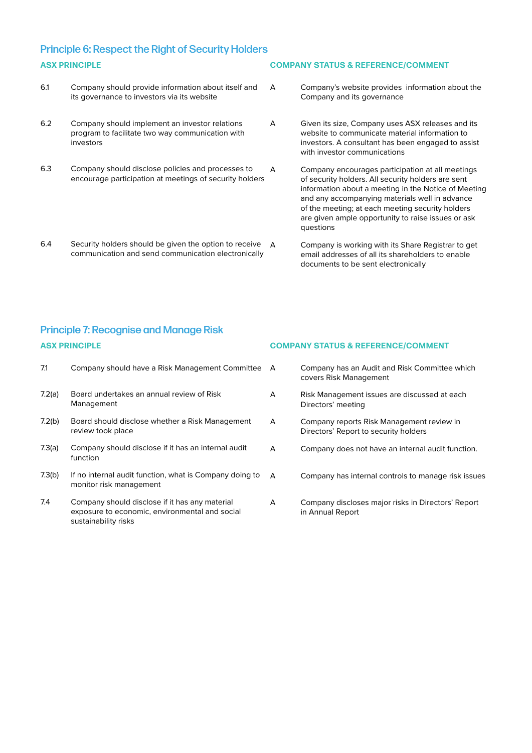## Principle 6: Respect the Right of Security Holders

| | ASX PRINCIPLE | | COMPANY STATUS & REFERENCE/COMMENT |
|---|---|---|---|
| 6.1 | Company should provide information about itself and its governance to investors via its website | A | Company's website provides information about the Company and its governance |
| 6.2 | Company should implement an investor relations program to facilitate two way communication with investors | A | Given its size, Company uses ASX releases and its website to communicate material information to investors. A consultant has been engaged to assist with investor communications |
| 6.3 | Company should disclose policies and processes to encourage participation at meetings of security holders | A | Company encourages participation at all meetings of security holders. All security holders are sent information about a meeting in the Notice of Meeting and any accompanying materials well in advance of the meeting; at each meeting security holders are given ample opportunity to raise issues or ask questions |
| 6.4 | Security holders should be given the option to receive communication and send communication electronically | A | Company is working with its Share Registrar to get email addresses of all its shareholders to enable documents to be sent electronically |

## Principle 7: Recognise and Manage Risk

| | ASX PRINCIPLE | | COMPANY STATUS & REFERENCE/COMMENT |
|---|---|---|---|
| 7.1 | Company should have a Risk Management Committee | A | Company has an Audit and Risk Committee which covers Risk Management |
| 7.2(a) | Board undertakes an annual review of Risk Management | A | Risk Management issues are discussed at each Directors' meeting |
| 7.2(b) | Board should disclose whether a Risk Management review took place | A | Company reports Risk Management review in Directors' Report to security holders |
| 7.3(a) | Company should disclose if it has an internal audit function | A | Company does not have an internal audit function. |
| 7.3(b) | If no internal audit function, what is Company doing to monitor risk management | A | Company has internal controls to manage risk issues |
| 7.4 | Company should disclose if it has any material exposure to economic, environmental and social sustainability risks | A | Company discloses major risks in Directors' Report in Annual Report |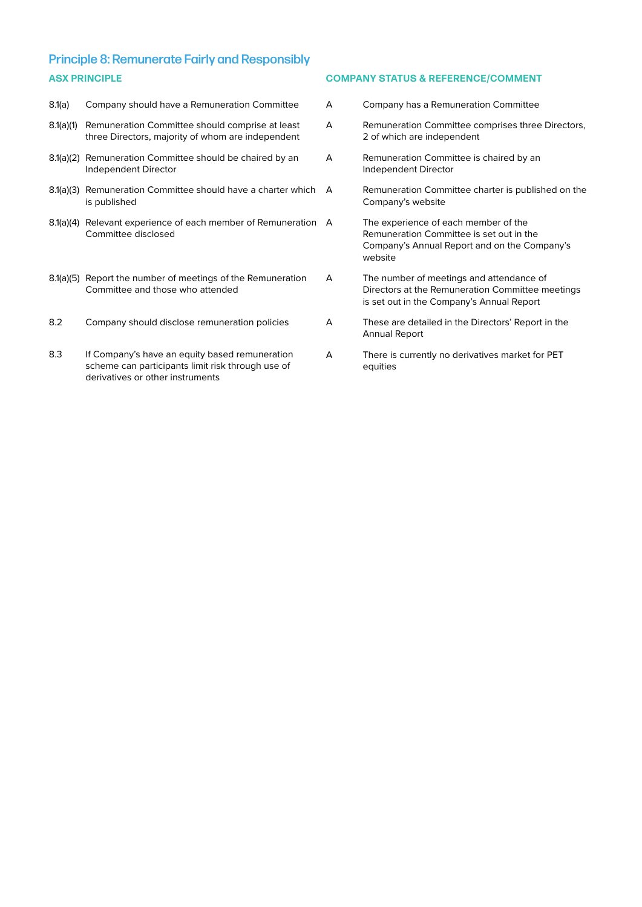## Principle 8: Remunerate Fairly and Responsibly

| ASX PRINCIPLE | | COMPANY STATUS & REFERENCE/COMMENT | |
|---|---|---|---|
| 8.1(a) | Company should have a Remuneration Committee | A | Company has a Remuneration Committee |
| 8.1(a)(1) | Remuneration Committee should comprise at least three Directors, majority of whom are independent | A | Remuneration Committee comprises three Directors, 2 of which are independent |
| 8.1(a)(2) | Remuneration Committee should be chaired by an Independent Director | A | Remuneration Committee is chaired by an Independent Director |
| 8.1(a)(3) | Remuneration Committee should have a charter which is published | A | Remuneration Committee charter is published on the Company's website |
| 8.1(a)(4) | Relevant experience of each member of Remuneration Committee disclosed | A | The experience of each member of the Remuneration Committee is set out in the Company's Annual Report and on the Company's website |
| 8.1(a)(5) | Report the number of meetings of the Remuneration Committee and those who attended | A | The number of meetings and attendance of Directors at the Remuneration Committee meetings is set out in the Company's Annual Report |
| 8.2 | Company should disclose remuneration policies | A | These are detailed in the Directors' Report in the Annual Report |
| 8.3 | If Company's have an equity based remuneration scheme can participants limit risk through use of derivatives or other instruments | A | There is currently no derivatives market for PET equities |